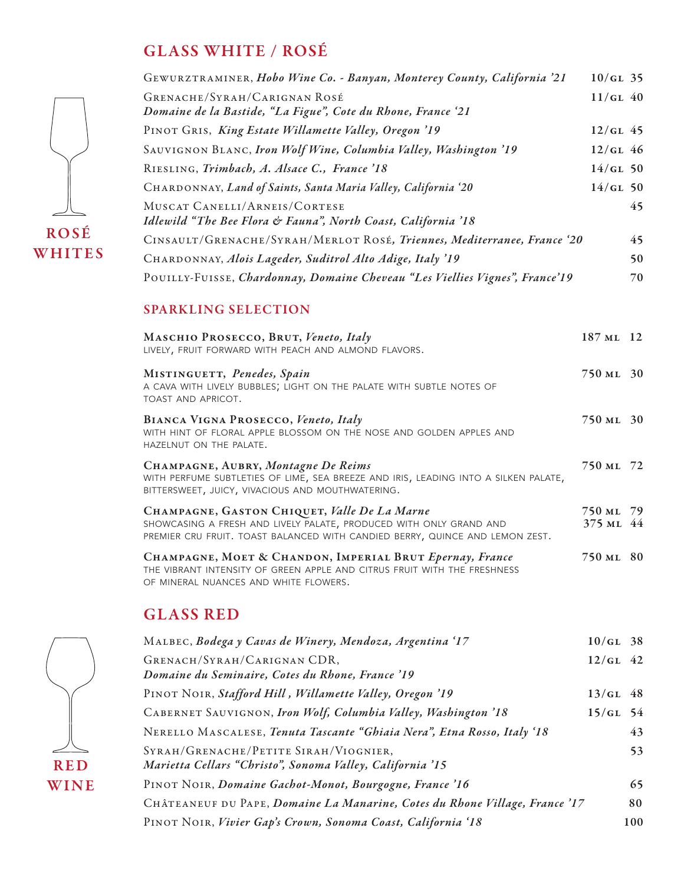## GLASS WHITE / ROSÉ

**ROSÉ WHITES**

| Wine | Glass | Bottle |
|---|---|---|
| Gewurztraminer, ***Hobo Wine Co. - Banyan, Monterey County, California '21*** | 10/gl | 35 |
| Grenache/Syrah/Carignan Rosé ***Domaine de la Bastide, "La Figue", Cote du Rhone, France '21*** | 11/gl | 40 |
| Pinot Gris, ***King Estate Willamette Valley, Oregon '19*** | 12/gl | 45 |
| Sauvignon Blanc, ***Iron Wolf Wine, Columbia Valley, Washington '19*** | 12/gl | 46 |
| Riesling, ***Trimbach, A. Alsace C., France '18*** | 14/gl | 50 |
| Chardonnay, ***Land of Saints, Santa Maria Valley, California '20*** | 14/gl | 50 |
| Muscat Canelli/Arneis/Cortese ***Idlewild "The Bee Flora & Fauna", North Coast, California '18*** | | 45 |
| Cinsault/Grenache/Syrah/Merlot Rosé, ***Triennes, Mediterranee, France '20*** | | 45 |
| Chardonnay, ***Alois Lageder, Suditrol Alto Adige, Italy '19*** | | 50 |
| Pouilly-Fuisse, ***Chardonnay, Domaine Cheveau "Les Viellies Vignes", France'19*** | | 70 |

### SPARKLING SELECTION

**Maschio Prosecco, Brut,** *Veneto, Italy* — 187 ml 12
LIVELY, FRUIT FORWARD WITH PEACH AND ALMOND FLAVORS.

**Mistinguett,** *Penedes, Spain* — 750 ml 30
A CAVA WITH LIVELY BUBBLES; LIGHT ON THE PALATE WITH SUBTLE NOTES OF TOAST AND APRICOT.

**Bianca Vigna Prosecco,** *Veneto, Italy* — 750 ml 30
WITH HINT OF FLORAL APPLE BLOSSOM ON THE NOSE AND GOLDEN APPLES AND HAZELNUT ON THE PALATE.

**Champagne, Aubry,** *Montagne De Reims* — 750 ml 72
WITH PERFUME SUBTLETIES OF LIME, SEA BREEZE AND IRIS, LEADING INTO A SILKEN PALATE, BITTERSWEET, JUICY, VIVACIOUS AND MOUTHWATERING.

**Champagne, Gaston Chiquet,** *Valle De La Marne* — 750 ml 79 / 375 ml 44
SHOWCASING A FRESH AND LIVELY PALATE, PRODUCED WITH ONLY GRAND AND PREMIER CRU FRUIT. TOAST BALANCED WITH CANDIED BERRY, QUINCE AND LEMON ZEST.

**Champagne, Moet & Chandon, Imperial Brut** *Epernay, France* — 750 ml 80
THE VIBRANT INTENSITY OF GREEN APPLE AND CITRUS FRUIT WITH THE FRESHNESS OF MINERAL NUANCES AND WHITE FLOWERS.

## GLASS RED

**RED WINE**

| Wine | Glass | Bottle |
|---|---|---|
| Malbec, ***Bodega y Cavas de Winery, Mendoza, Argentina '17*** | 10/gl | 38 |
| Grenach/Syrah/Carignan CDR, ***Domaine du Seminaire, Cotes du Rhone, France '19*** | 12/gl | 42 |
| Pinot Noir, ***Stafford Hill , Willamette Valley, Oregon '19*** | 13/gl | 48 |
| Cabernet Sauvignon, ***Iron Wolf, Columbia Valley, Washington '18*** | 15/gl | 54 |
| Nerello Mascalese, ***Tenuta Tascante "Ghiaia Nera", Etna Rosso, Italy '18*** | | 43 |
| Syrah/Grenache/Petite Sirah/Viognier, ***Marietta Cellars "Christo", Sonoma Valley, California '15*** | | 53 |
| Pinot Noir, ***Domaine Gachot-Monot, Bourgogne, France '16*** | | 65 |
| Châteaneuf du Pape, ***Domaine La Manarine, Cotes du Rhone Village, France '17*** | | 80 |
| Pinot Noir, ***Vivier Gap's Crown, Sonoma Coast, California '18*** | | 100 |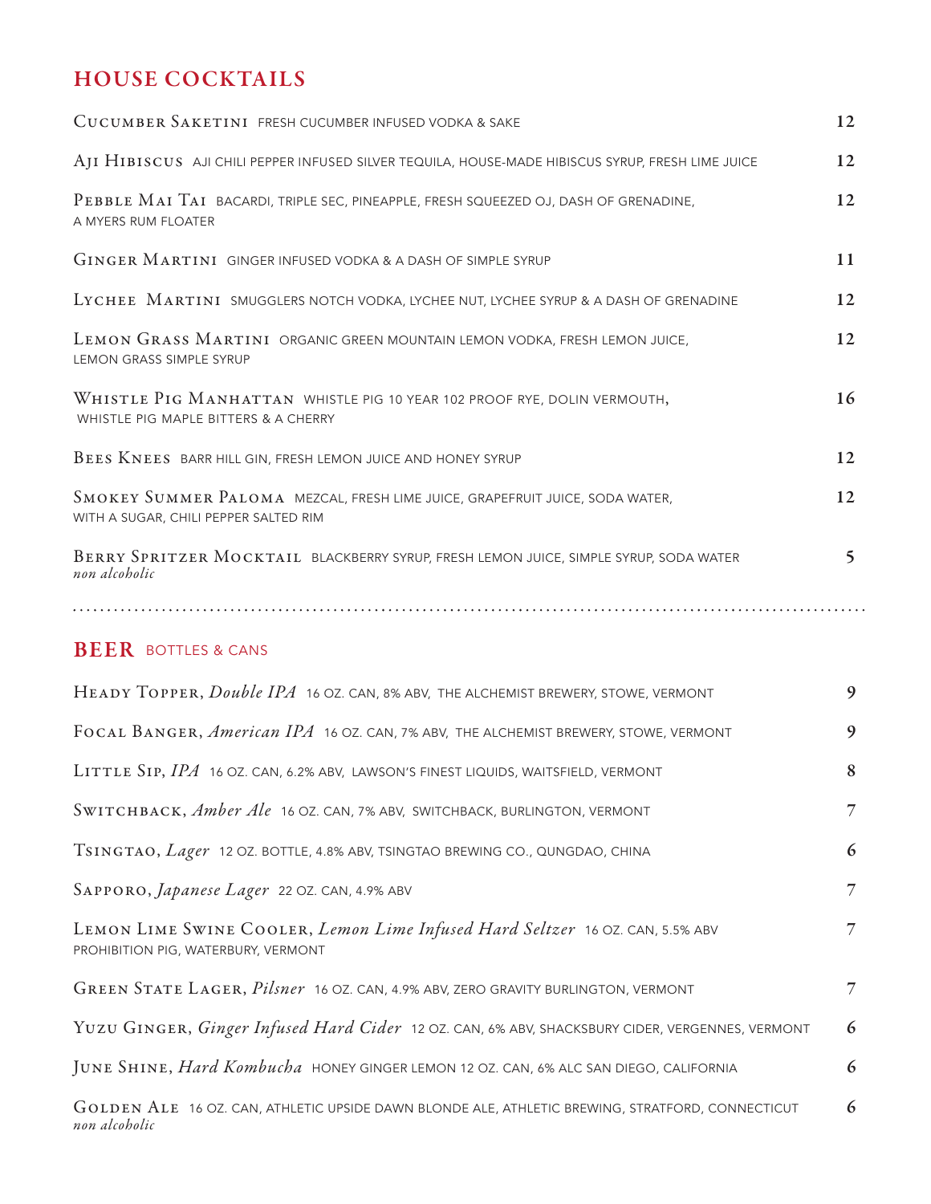## HOUSE COCKTAILS

| | |
|---|---|
| **Cucumber Saketini** FRESH CUCUMBER INFUSED VODKA & SAKE | 12 |
| **Aji Hibiscus** AJI CHILI PEPPER INFUSED SILVER TEQUILA, HOUSE-MADE HIBISCUS SYRUP, FRESH LIME JUICE | 12 |
| **Pebble Mai Tai** BACARDI, TRIPLE SEC, PINEAPPLE, FRESH SQUEEZED OJ, DASH OF GRENADINE, A MYERS RUM FLOATER | 12 |
| **Ginger Martini** GINGER INFUSED VODKA & A DASH OF SIMPLE SYRUP | 11 |
| **Lychee Martini** SMUGGLERS NOTCH VODKA, LYCHEE NUT, LYCHEE SYRUP & A DASH OF GRENADINE | 12 |
| **Lemon Grass Martini** ORGANIC GREEN MOUNTAIN LEMON VODKA, FRESH LEMON JUICE, LEMON GRASS SIMPLE SYRUP | 12 |
| **Whistle Pig Manhattan** WHISTLE PIG 10 YEAR 102 PROOF RYE, DOLIN VERMOUTH, WHISTLE PIG MAPLE BITTERS & A CHERRY | 16 |
| **Bees Knees** BARR HILL GIN, FRESH LEMON JUICE AND HONEY SYRUP | 12 |
| **Smokey Summer Paloma** MEZCAL, FRESH LIME JUICE, GRAPEFRUIT JUICE, SODA WATER, WITH A SUGAR, CHILI PEPPER SALTED RIM | 12 |
| **Berry Spritzer Mocktail** BLACKBERRY SYRUP, FRESH LEMON JUICE, SIMPLE SYRUP, SODA WATER *non alcoholic* | 5 |

## BEER BOTTLES & CANS

| | |
|---|---|
| **Heady Topper,** *Double IPA* 16 OZ. CAN, 8% ABV, THE ALCHEMIST BREWERY, STOWE, VERMONT | 9 |
| **Focal Banger,** *American IPA* 16 OZ. CAN, 7% ABV, THE ALCHEMIST BREWERY, STOWE, VERMONT | 9 |
| **Little Sip,** *IPA* 16 OZ. CAN, 6.2% ABV, LAWSON'S FINEST LIQUIDS, WAITSFIELD, VERMONT | 8 |
| **Switchback,** *Amber Ale* 16 OZ. CAN, 7% ABV, SWITCHBACK, BURLINGTON, VERMONT | 7 |
| **Tsingtao,** *Lager* 12 OZ. BOTTLE, 4.8% ABV, TSINGTAO BREWING CO., QUNGDAO, CHINA | 6 |
| **Sapporo,** *Japanese Lager* 22 OZ. CAN, 4.9% ABV | 7 |
| **Lemon Lime Swine Cooler,** *Lemon Lime Infused Hard Seltzer* 16 OZ. CAN, 5.5% ABV PROHIBITION PIG, WATERBURY, VERMONT | 7 |
| **Green State Lager,** *Pilsner* 16 OZ. CAN, 4.9% ABV, ZERO GRAVITY BURLINGTON, VERMONT | 7 |
| **Yuzu Ginger,** *Ginger Infused Hard Cider* 12 OZ. CAN, 6% ABV, SHACKSBURY CIDER, VERGENNES, VERMONT | 6 |
| **June Shine,** *Hard Kombucha* HONEY GINGER LEMON 12 OZ. CAN, 6% ALC SAN DIEGO, CALIFORNIA | 6 |
| **Golden Ale** 16 OZ. CAN, ATHLETIC UPSIDE DAWN BLONDE ALE, ATHLETIC BREWING, STRATFORD, CONNECTICUT *non alcoholic* | 6 |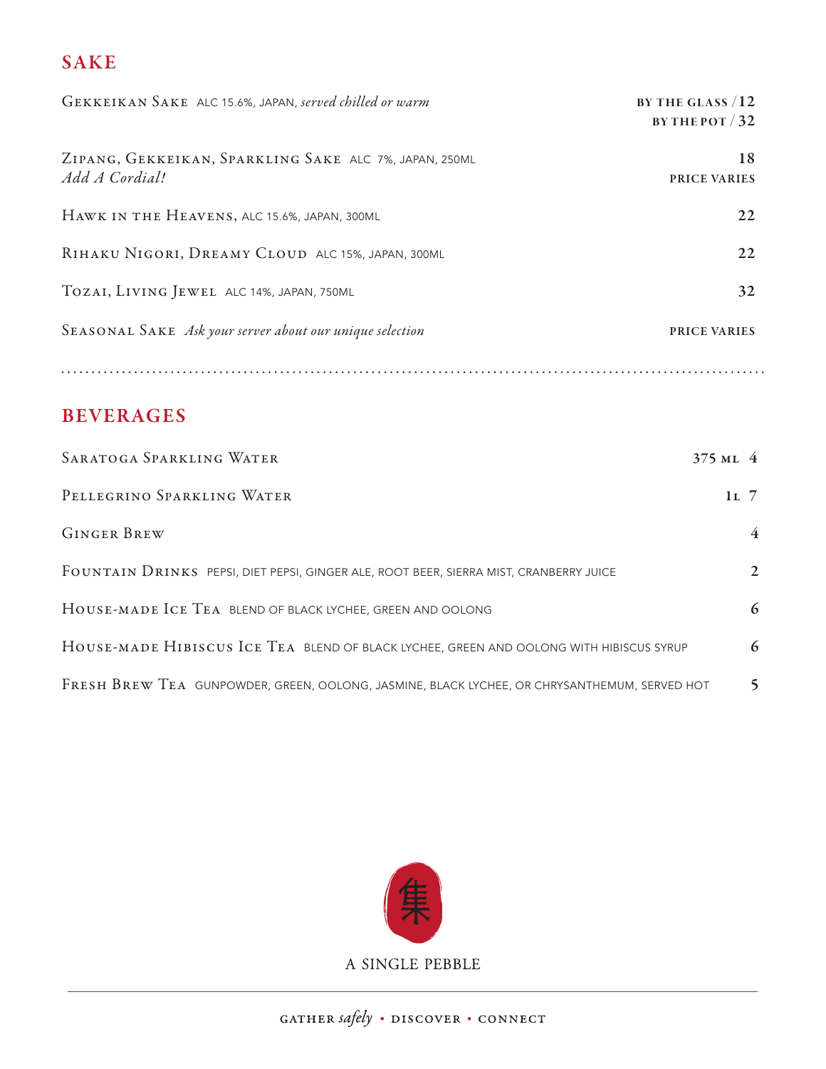## SAKE

| | |
|---|---|
| Gekkeikan Sake ALC 15.6%, JAPAN, *served chilled or warm* | BY THE GLASS / 12<br>BY THE POT / 32 |
| Zipang, Gekkeikan, Sparkling Sake ALC 7%, JAPAN, 250ML | 18 |
| *Add A Cordial!* | PRICE VARIES |
| Hawk in the Heavens, ALC 15.6%, JAPAN, 300ML | 22 |
| Rihaku Nigori, Dreamy Cloud ALC 15%, JAPAN, 300ML | 22 |
| Tozai, Living Jewel ALC 14%, JAPAN, 750ML | 32 |
| Seasonal Sake *Ask your server about our unique selection* | PRICE VARIES |

## BEVERAGES

| | |
|---|---|
| Saratoga Sparkling Water | 375 ML 4 |
| Pellegrino Sparkling Water | 1L 7 |
| Ginger Brew | 4 |
| Fountain Drinks PEPSI, DIET PEPSI, GINGER ALE, ROOT BEER, SIERRA MIST, CRANBERRY JUICE | 2 |
| House-made Ice Tea BLEND OF BLACK LYCHEE, GREEN AND OOLONG | 6 |
| House-made Hibiscus Ice Tea BLEND OF BLACK LYCHEE, GREEN AND OOLONG WITH HIBISCUS SYRUP | 6 |
| Fresh Brew Tea GUNPOWDER, GREEN, OOLONG, JASMINE, BLACK LYCHEE, OR CHRYSANTHEMUM, SERVED HOT | 5 |

集

A SINGLE PEBBLE

GATHER *safely* • DISCOVER • CONNECT